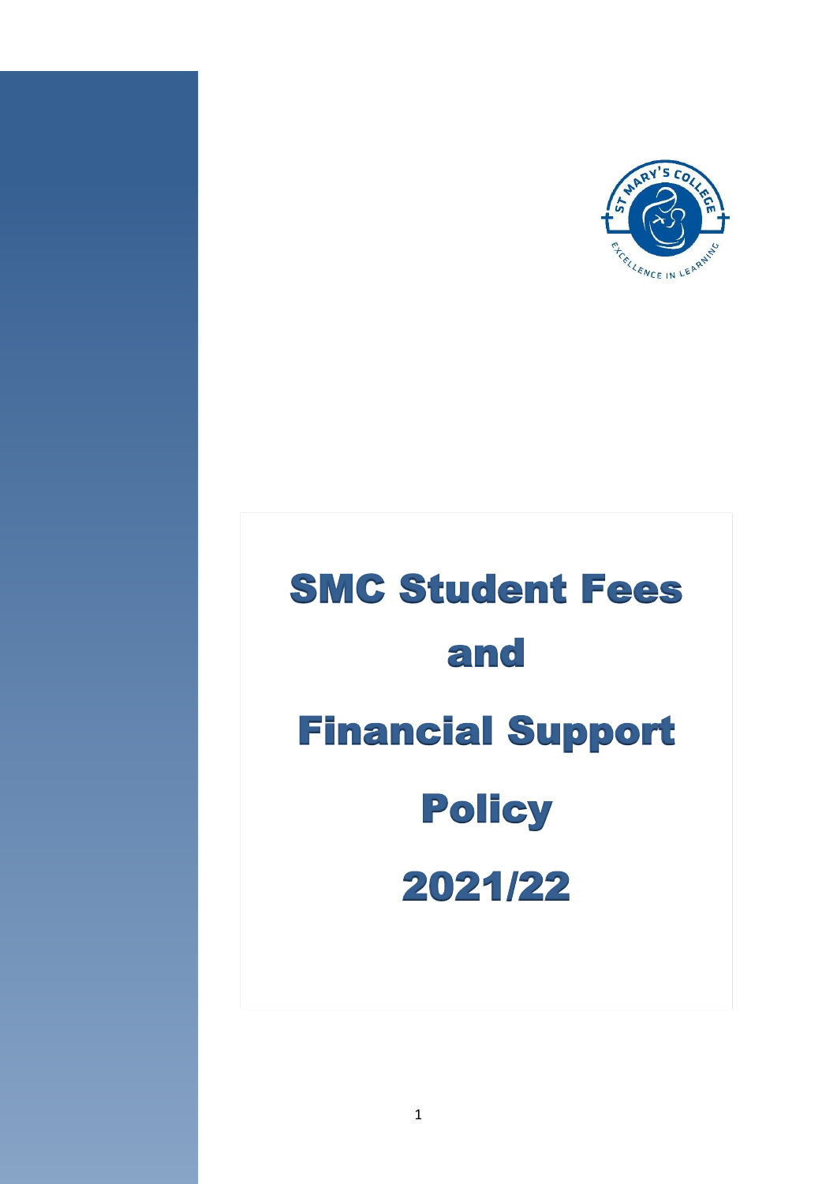# SMC Student Fees and Financial Support Policy 2021/22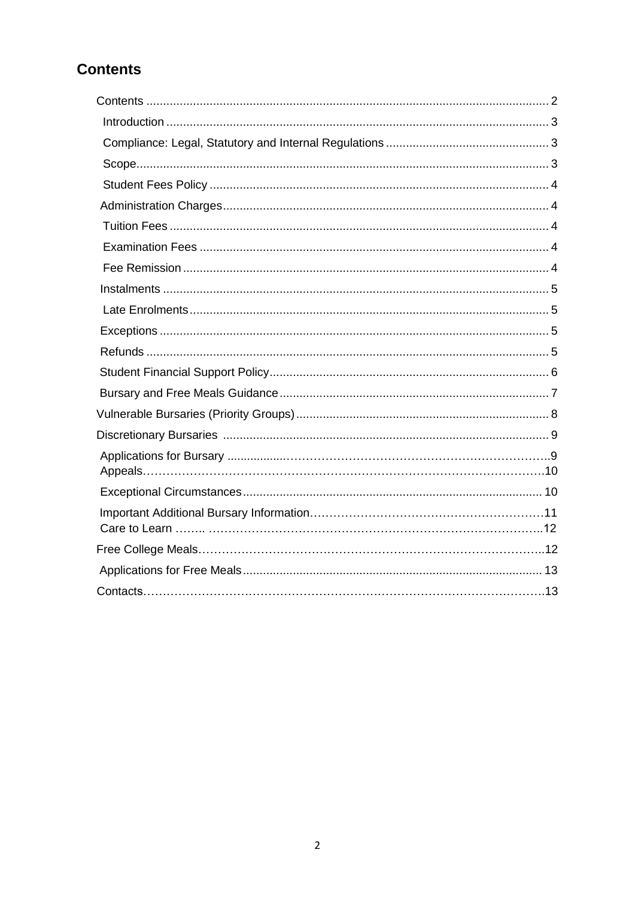## Contents

Contents ........................................................................................................................ 2

- Introduction .................................................................................................................. 3
- Compliance: Legal, Statutory and Internal Regulations ................................................ 3
- Scope........................................................................................................................... 3
- Student Fees Policy ..................................................................................................... 4
- Administration Charges................................................................................................. 4
- Tuition Fees ................................................................................................................. 4
- Examination Fees ........................................................................................................ 4
- Fee Remission ............................................................................................................. 4
- Instalments ................................................................................................................... 5
- Late Enrolments ........................................................................................................... 5
- Exceptions .................................................................................................................... 5
- Refunds ........................................................................................................................ 5
- Student Financial Support Policy................................................................................... 6
- Bursary and Free Meals Guidance ................................................................................ 7

Vulnerable Bursaries (Priority Groups) ........................................................................... 8

Discretionary Bursaries ................................................................................................. 9

- Applications for Bursary ................................................................................................9
- Appeals........................................................................................................................10
- Exceptional Circumstances ......................................................................................... 10
- Important Additional Bursary Information......................................................................11
- Care to Learn ........ .......................................................................................................12

Free College Meals..........................................................................................................12

- Applications for Free Meals ......................................................................................... 13

Contacts..........................................................................................................................13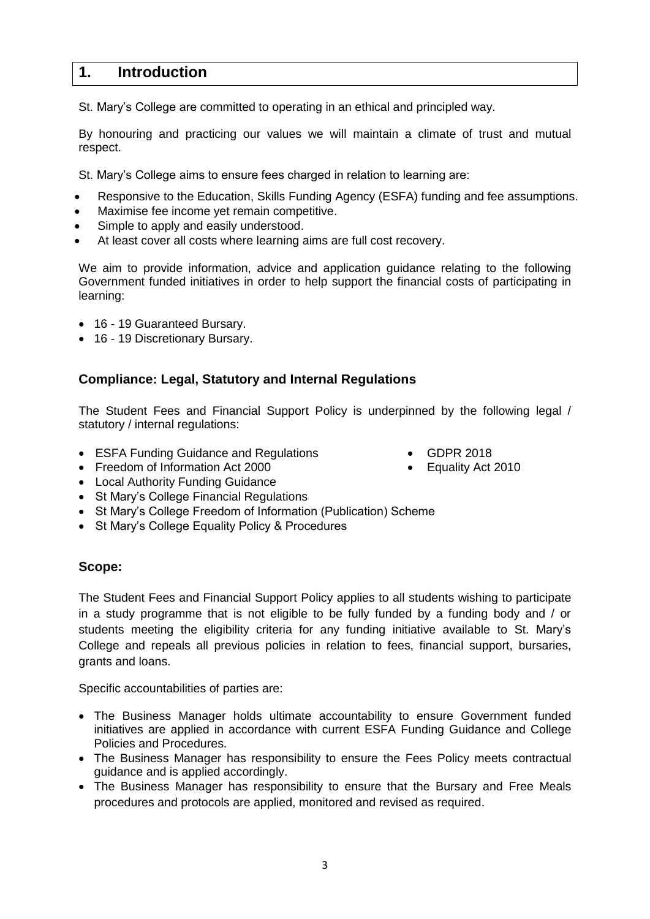# 1. Introduction

St. Mary's College are committed to operating in an ethical and principled way.

By honouring and practicing our values we will maintain a climate of trust and mutual respect.

St. Mary's College aims to ensure fees charged in relation to learning are:

- Responsive to the Education, Skills Funding Agency (ESFA) funding and fee assumptions.
- Maximise fee income yet remain competitive.
- Simple to apply and easily understood.
- At least cover all costs where learning aims are full cost recovery.

We aim to provide information, advice and application guidance relating to the following Government funded initiatives in order to help support the financial costs of participating in learning:

- 16 - 19 Guaranteed Bursary.
- 16 - 19 Discretionary Bursary.

## Compliance: Legal, Statutory and Internal Regulations

The Student Fees and Financial Support Policy is underpinned by the following legal / statutory / internal regulations:

- ESFA Funding Guidance and Regulations
- Freedom of Information Act 2000
- Local Authority Funding Guidance
- St Mary's College Financial Regulations
- St Mary's College Freedom of Information (Publication) Scheme
- St Mary's College Equality Policy & Procedures
- GDPR 2018
- Equality Act 2010

## Scope:

The Student Fees and Financial Support Policy applies to all students wishing to participate in a study programme that is not eligible to be fully funded by a funding body and / or students meeting the eligibility criteria for any funding initiative available to St. Mary's College and repeals all previous policies in relation to fees, financial support, bursaries, grants and loans.

Specific accountabilities of parties are:

- The Business Manager holds ultimate accountability to ensure Government funded initiatives are applied in accordance with current ESFA Funding Guidance and College Policies and Procedures.
- The Business Manager has responsibility to ensure the Fees Policy meets contractual guidance and is applied accordingly.
- The Business Manager has responsibility to ensure that the Bursary and Free Meals procedures and protocols are applied, monitored and revised as required.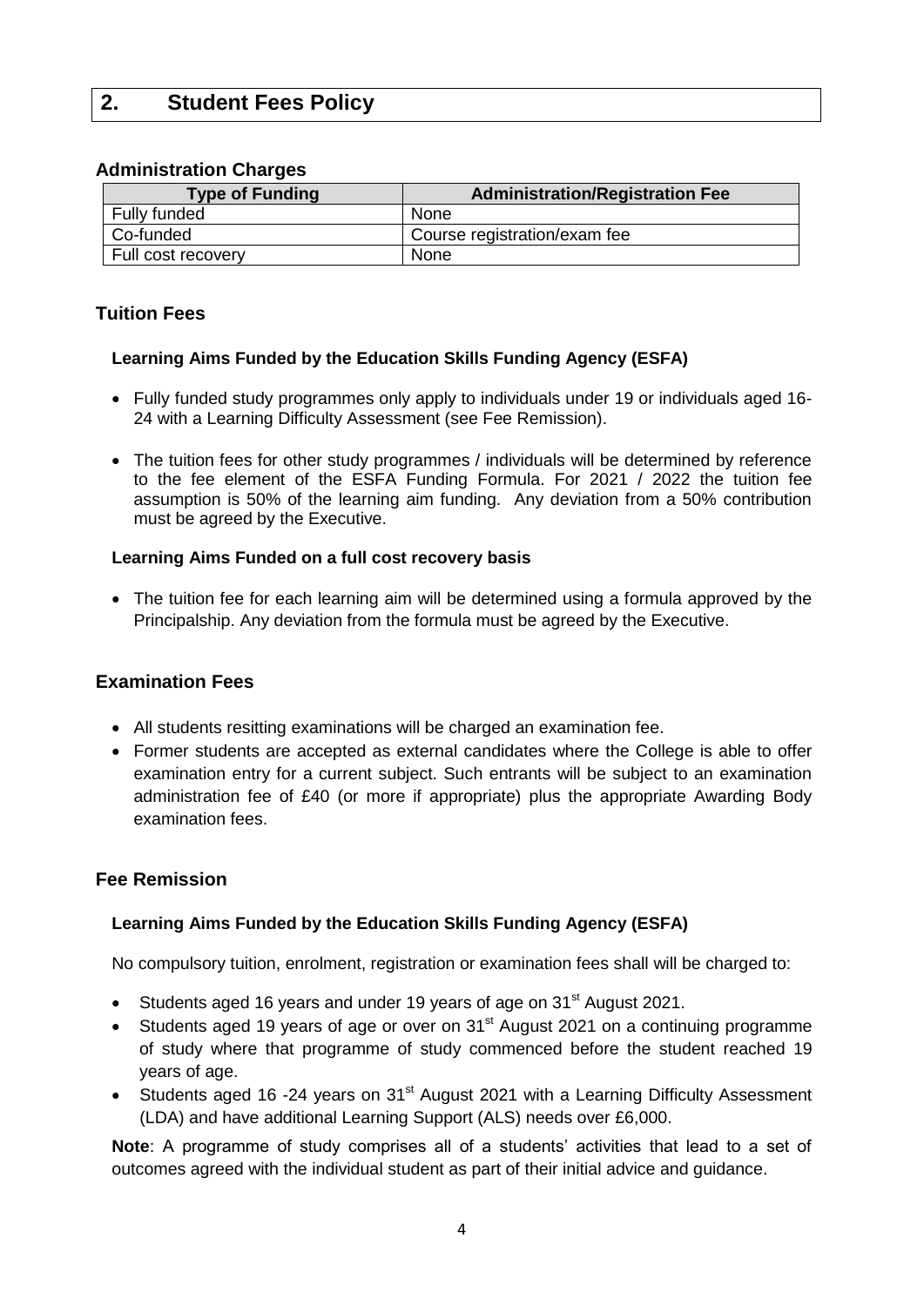## 2. Student Fees Policy

### Administration Charges

| Type of Funding | Administration/Registration Fee |
|---|---|
| Fully funded | None |
| Co-funded | Course registration/exam fee |
| Full cost recovery | None |

### Tuition Fees

#### Learning Aims Funded by the Education Skills Funding Agency (ESFA)

- Fully funded study programmes only apply to individuals under 19 or individuals aged 16-24 with a Learning Difficulty Assessment (see Fee Remission).
- The tuition fees for other study programmes / individuals will be determined by reference to the fee element of the ESFA Funding Formula. For 2021 / 2022 the tuition fee assumption is 50% of the learning aim funding. Any deviation from a 50% contribution must be agreed by the Executive.

#### Learning Aims Funded on a full cost recovery basis

- The tuition fee for each learning aim will be determined using a formula approved by the Principalship. Any deviation from the formula must be agreed by the Executive.

### Examination Fees

- All students resitting examinations will be charged an examination fee.
- Former students are accepted as external candidates where the College is able to offer examination entry for a current subject. Such entrants will be subject to an examination administration fee of £40 (or more if appropriate) plus the appropriate Awarding Body examination fees.

### Fee Remission

#### Learning Aims Funded by the Education Skills Funding Agency (ESFA)

No compulsory tuition, enrolment, registration or examination fees shall will be charged to:

- Students aged 16 years and under 19 years of age on 31st August 2021.
- Students aged 19 years of age or over on 31st August 2021 on a continuing programme of study where that programme of study commenced before the student reached 19 years of age.
- Students aged 16 -24 years on 31st August 2021 with a Learning Difficulty Assessment (LDA) and have additional Learning Support (ALS) needs over £6,000.

**Note**: A programme of study comprises all of a students' activities that lead to a set of outcomes agreed with the individual student as part of their initial advice and guidance.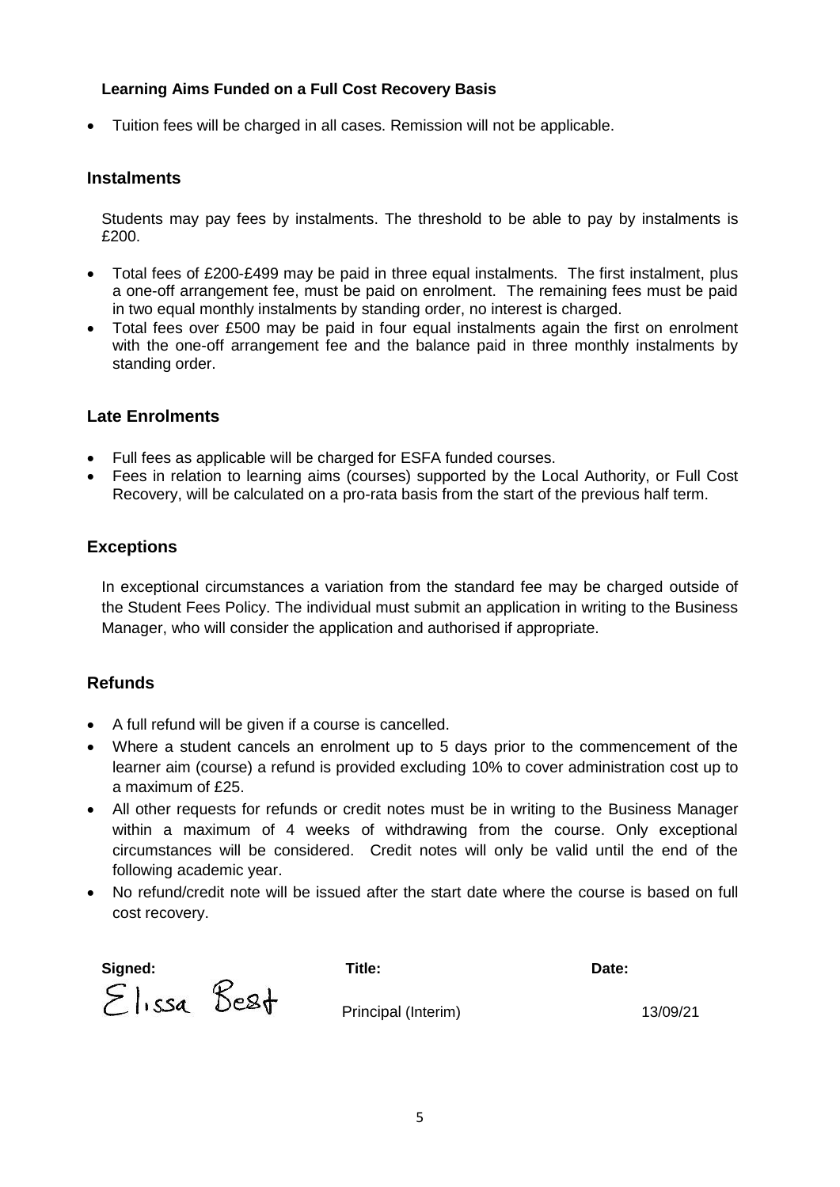**Learning Aims Funded on a Full Cost Recovery Basis**

- Tuition fees will be charged in all cases. Remission will not be applicable.

## Instalments

Students may pay fees by instalments. The threshold to be able to pay by instalments is £200.

- Total fees of £200-£499 may be paid in three equal instalments. The first instalment, plus a one-off arrangement fee, must be paid on enrolment. The remaining fees must be paid in two equal monthly instalments by standing order, no interest is charged.
- Total fees over £500 may be paid in four equal instalments again the first on enrolment with the one-off arrangement fee and the balance paid in three monthly instalments by standing order.

## Late Enrolments

- Full fees as applicable will be charged for ESFA funded courses.
- Fees in relation to learning aims (courses) supported by the Local Authority, or Full Cost Recovery, will be calculated on a pro-rata basis from the start of the previous half term.

## Exceptions

In exceptional circumstances a variation from the standard fee may be charged outside of the Student Fees Policy. The individual must submit an application in writing to the Business Manager, who will consider the application and authorised if appropriate.

## Refunds

- A full refund will be given if a course is cancelled.
- Where a student cancels an enrolment up to 5 days prior to the commencement of the learner aim (course) a refund is provided excluding 10% to cover administration cost up to a maximum of £25.
- All other requests for refunds or credit notes must be in writing to the Business Manager within a maximum of 4 weeks of withdrawing from the course. Only exceptional circumstances will be considered. Credit notes will only be valid until the end of the following academic year.
- No refund/credit note will be issued after the start date where the course is based on full cost recovery.

| **Signed:** | **Title:** | **Date:** |
| --- | --- | --- |
| Elissa Best | Principal (Interim) | 13/09/21 |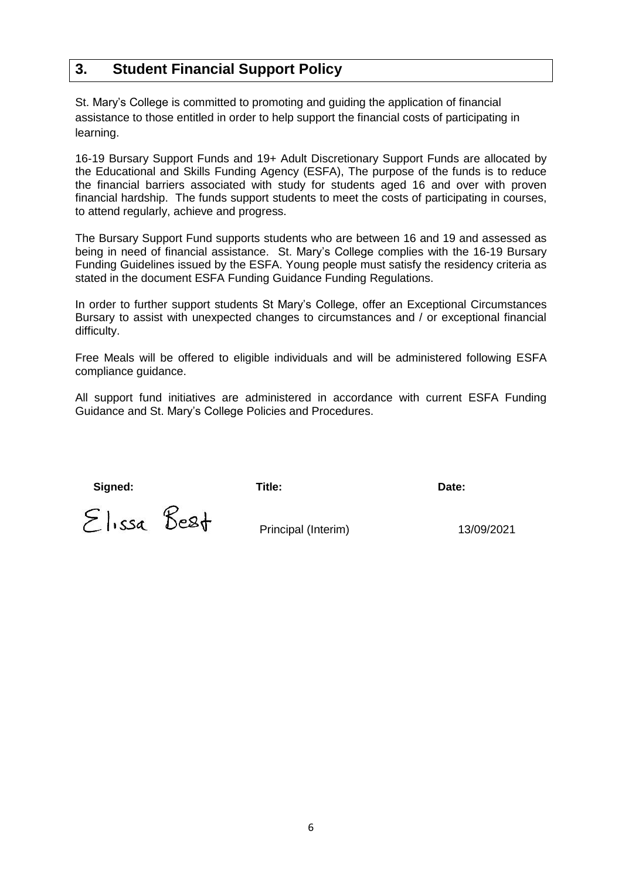## 3. Student Financial Support Policy

St. Mary's College is committed to promoting and guiding the application of financial assistance to those entitled in order to help support the financial costs of participating in learning.

16-19 Bursary Support Funds and 19+ Adult Discretionary Support Funds are allocated by the Educational and Skills Funding Agency (ESFA), The purpose of the funds is to reduce the financial barriers associated with study for students aged 16 and over with proven financial hardship. The funds support students to meet the costs of participating in courses, to attend regularly, achieve and progress.

The Bursary Support Fund supports students who are between 16 and 19 and assessed as being in need of financial assistance. St. Mary's College complies with the 16-19 Bursary Funding Guidelines issued by the ESFA. Young people must satisfy the residency criteria as stated in the document ESFA Funding Guidance Funding Regulations.

In order to further support students St Mary's College, offer an Exceptional Circumstances Bursary to assist with unexpected changes to circumstances and / or exceptional financial difficulty.

Free Meals will be offered to eligible individuals and will be administered following ESFA compliance guidance.

All support fund initiatives are administered in accordance with current ESFA Funding Guidance and St. Mary's College Policies and Procedures.

| **Signed:** | **Title:** | **Date:** |
|---|---|---|
| Elissa Best | Principal (Interim) | 13/09/2021 |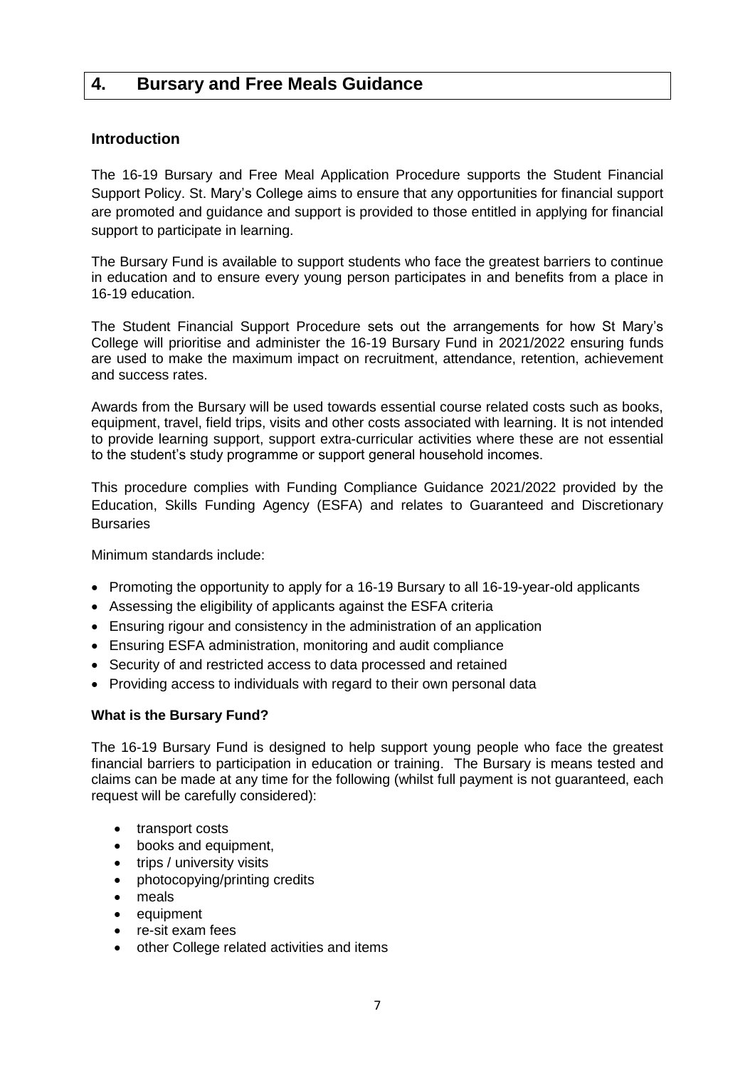## 4. Bursary and Free Meals Guidance

### Introduction

The 16-19 Bursary and Free Meal Application Procedure supports the Student Financial Support Policy. St. Mary's College aims to ensure that any opportunities for financial support are promoted and guidance and support is provided to those entitled in applying for financial support to participate in learning.

The Bursary Fund is available to support students who face the greatest barriers to continue in education and to ensure every young person participates in and benefits from a place in 16-19 education.

The Student Financial Support Procedure sets out the arrangements for how St Mary's College will prioritise and administer the 16-19 Bursary Fund in 2021/2022 ensuring funds are used to make the maximum impact on recruitment, attendance, retention, achievement and success rates.

Awards from the Bursary will be used towards essential course related costs such as books, equipment, travel, field trips, visits and other costs associated with learning. It is not intended to provide learning support, support extra-curricular activities where these are not essential to the student's study programme or support general household incomes.

This procedure complies with Funding Compliance Guidance 2021/2022 provided by the Education, Skills Funding Agency (ESFA) and relates to Guaranteed and Discretionary Bursaries

Minimum standards include:

- Promoting the opportunity to apply for a 16-19 Bursary to all 16-19-year-old applicants
- Assessing the eligibility of applicants against the ESFA criteria
- Ensuring rigour and consistency in the administration of an application
- Ensuring ESFA administration, monitoring and audit compliance
- Security of and restricted access to data processed and retained
- Providing access to individuals with regard to their own personal data

**What is the Bursary Fund?**

The 16-19 Bursary Fund is designed to help support young people who face the greatest financial barriers to participation in education or training. The Bursary is means tested and claims can be made at any time for the following (whilst full payment is not guaranteed, each request will be carefully considered):

- transport costs
- books and equipment,
- trips / university visits
- photocopying/printing credits
- meals
- equipment
- re-sit exam fees
- other College related activities and items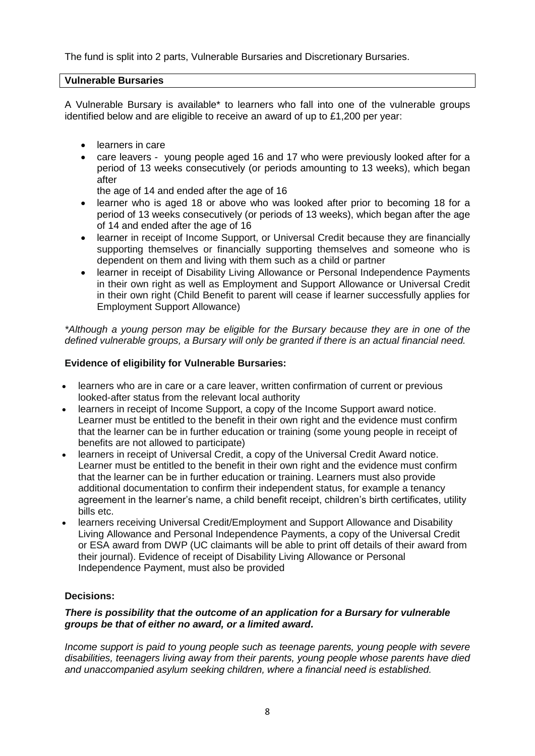The fund is split into 2 parts, Vulnerable Bursaries and Discretionary Bursaries.

## Vulnerable Bursaries

A Vulnerable Bursary is available* to learners who fall into one of the vulnerable groups identified below and are eligible to receive an award of up to £1,200 per year:

- learners in care
- care leavers - young people aged 16 and 17 who were previously looked after for a period of 13 weeks consecutively (or periods amounting to 13 weeks), which began after
  the age of 14 and ended after the age of 16
- learner who is aged 18 or above who was looked after prior to becoming 18 for a period of 13 weeks consecutively (or periods of 13 weeks), which began after the age of 14 and ended after the age of 16
- learner in receipt of Income Support, or Universal Credit because they are financially supporting themselves or financially supporting themselves and someone who is dependent on them and living with them such as a child or partner
- learner in receipt of Disability Living Allowance or Personal Independence Payments in their own right as well as Employment and Support Allowance or Universal Credit in their own right (Child Benefit to parent will cease if learner successfully applies for Employment Support Allowance)

*\*Although a young person may be eligible for the Bursary because they are in one of the defined vulnerable groups, a Bursary will only be granted if there is an actual financial need.*

### Evidence of eligibility for Vulnerable Bursaries:

- learners who are in care or a care leaver, written confirmation of current or previous looked-after status from the relevant local authority
- learners in receipt of Income Support, a copy of the Income Support award notice. Learner must be entitled to the benefit in their own right and the evidence must confirm that the learner can be in further education or training (some young people in receipt of benefits are not allowed to participate)
- learners in receipt of Universal Credit, a copy of the Universal Credit Award notice. Learner must be entitled to the benefit in their own right and the evidence must confirm that the learner can be in further education or training. Learners must also provide additional documentation to confirm their independent status, for example a tenancy agreement in the learner's name, a child benefit receipt, children's birth certificates, utility bills etc.
- learners receiving Universal Credit/Employment and Support Allowance and Disability Living Allowance and Personal Independence Payments, a copy of the Universal Credit or ESA award from DWP (UC claimants will be able to print off details of their award from their journal). Evidence of receipt of Disability Living Allowance or Personal Independence Payment, must also be provided

### Decisions:

***There is possibility that the outcome of an application for a Bursary for vulnerable groups be that of either no award, or a limited award.***

*Income support is paid to young people such as teenage parents, young people with severe disabilities, teenagers living away from their parents, young people whose parents have died and unaccompanied asylum seeking children, where a financial need is established.*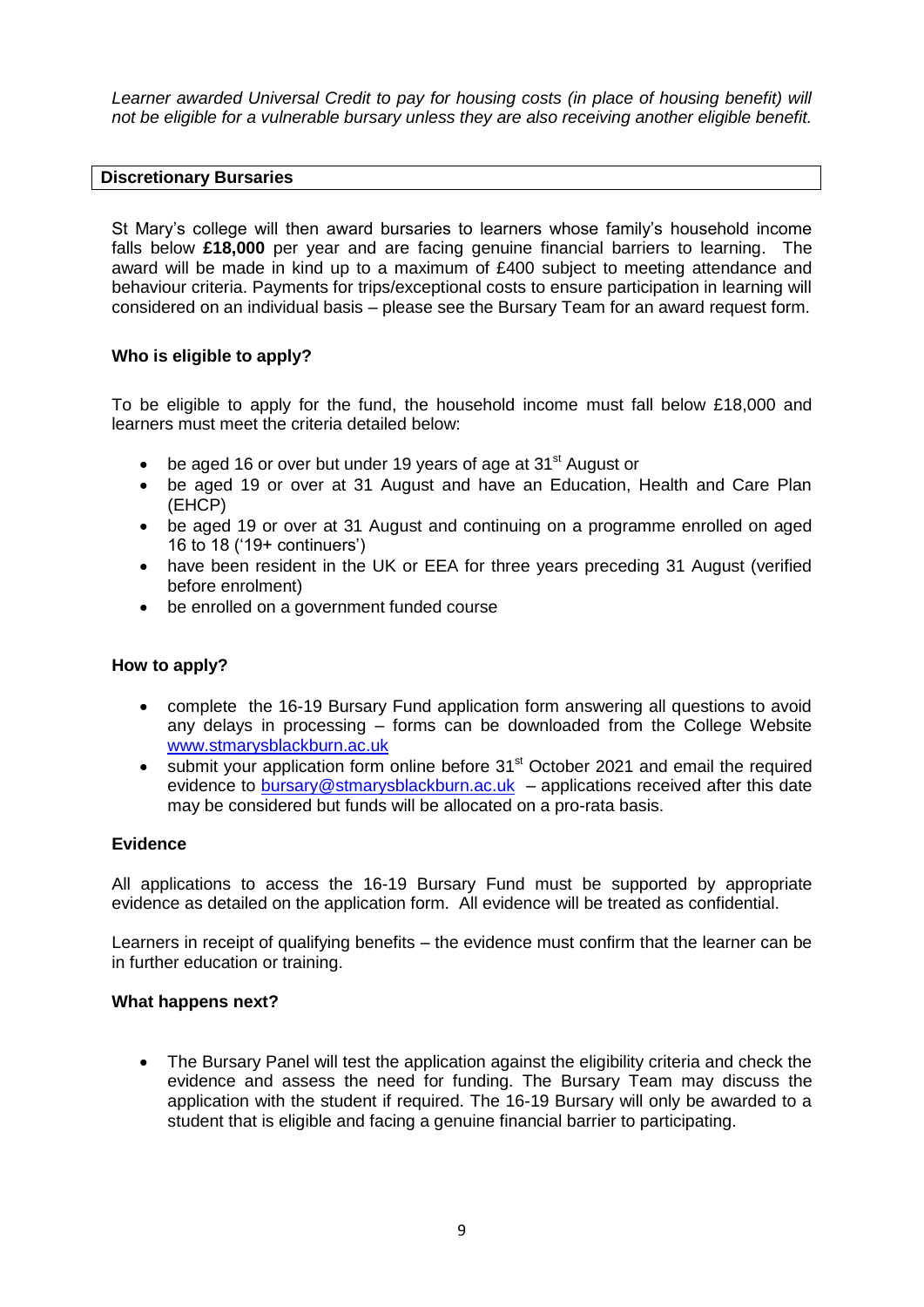*Learner awarded Universal Credit to pay for housing costs (in place of housing benefit) will not be eligible for a vulnerable bursary unless they are also receiving another eligible benefit.*

## Discretionary Bursaries

St Mary's college will then award bursaries to learners whose family's household income falls below **£18,000** per year and are facing genuine financial barriers to learning. The award will be made in kind up to a maximum of £400 subject to meeting attendance and behaviour criteria. Payments for trips/exceptional costs to ensure participation in learning will considered on an individual basis – please see the Bursary Team for an award request form.

### Who is eligible to apply?

To be eligible to apply for the fund, the household income must fall below £18,000 and learners must meet the criteria detailed below:

- be aged 16 or over but under 19 years of age at 31st August or
- be aged 19 or over at 31 August and have an Education, Health and Care Plan (EHCP)
- be aged 19 or over at 31 August and continuing on a programme enrolled on aged 16 to 18 ('19+ continuers')
- have been resident in the UK or EEA for three years preceding 31 August (verified before enrolment)
- be enrolled on a government funded course

### How to apply?

- complete the 16-19 Bursary Fund application form answering all questions to avoid any delays in processing – forms can be downloaded from the College Website [www.stmarysblackburn.ac.uk](http://www.stmarysblackburn.ac.uk)
- submit your application form online before 31st October 2021 and email the required evidence to [bursary@stmarysblackburn.ac.uk](mailto:bursary@stmarysblackburn.ac.uk) – applications received after this date may be considered but funds will be allocated on a pro-rata basis.

### Evidence

All applications to access the 16-19 Bursary Fund must be supported by appropriate evidence as detailed on the application form. All evidence will be treated as confidential.

Learners in receipt of qualifying benefits – the evidence must confirm that the learner can be in further education or training.

### What happens next?

- The Bursary Panel will test the application against the eligibility criteria and check the evidence and assess the need for funding. The Bursary Team may discuss the application with the student if required. The 16-19 Bursary will only be awarded to a student that is eligible and facing a genuine financial barrier to participating.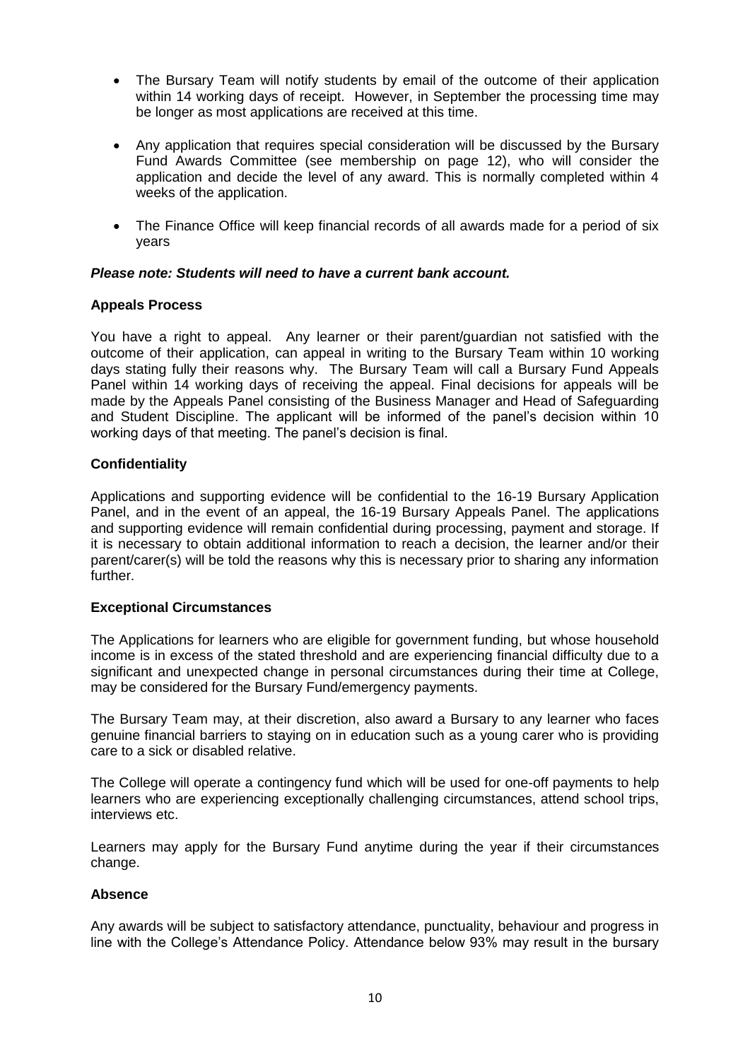- The Bursary Team will notify students by email of the outcome of their application within 14 working days of receipt. However, in September the processing time may be longer as most applications are received at this time.

- Any application that requires special consideration will be discussed by the Bursary Fund Awards Committee (see membership on page 12), who will consider the application and decide the level of any award. This is normally completed within 4 weeks of the application.

- The Finance Office will keep financial records of all awards made for a period of six years

***Please note: Students will need to have a current bank account.***

**Appeals Process**

You have a right to appeal. Any learner or their parent/guardian not satisfied with the outcome of their application, can appeal in writing to the Bursary Team within 10 working days stating fully their reasons why. The Bursary Team will call a Bursary Fund Appeals Panel within 14 working days of receiving the appeal. Final decisions for appeals will be made by the Appeals Panel consisting of the Business Manager and Head of Safeguarding and Student Discipline. The applicant will be informed of the panel's decision within 10 working days of that meeting. The panel's decision is final.

**Confidentiality**

Applications and supporting evidence will be confidential to the 16-19 Bursary Application Panel, and in the event of an appeal, the 16-19 Bursary Appeals Panel. The applications and supporting evidence will remain confidential during processing, payment and storage. If it is necessary to obtain additional information to reach a decision, the learner and/or their parent/carer(s) will be told the reasons why this is necessary prior to sharing any information further.

**Exceptional Circumstances**

The Applications for learners who are eligible for government funding, but whose household income is in excess of the stated threshold and are experiencing financial difficulty due to a significant and unexpected change in personal circumstances during their time at College, may be considered for the Bursary Fund/emergency payments.

The Bursary Team may, at their discretion, also award a Bursary to any learner who faces genuine financial barriers to staying on in education such as a young carer who is providing care to a sick or disabled relative.

The College will operate a contingency fund which will be used for one-off payments to help learners who are experiencing exceptionally challenging circumstances, attend school trips, interviews etc.

Learners may apply for the Bursary Fund anytime during the year if their circumstances change.

**Absence**

Any awards will be subject to satisfactory attendance, punctuality, behaviour and progress in line with the College's Attendance Policy. Attendance below 93% may result in the bursary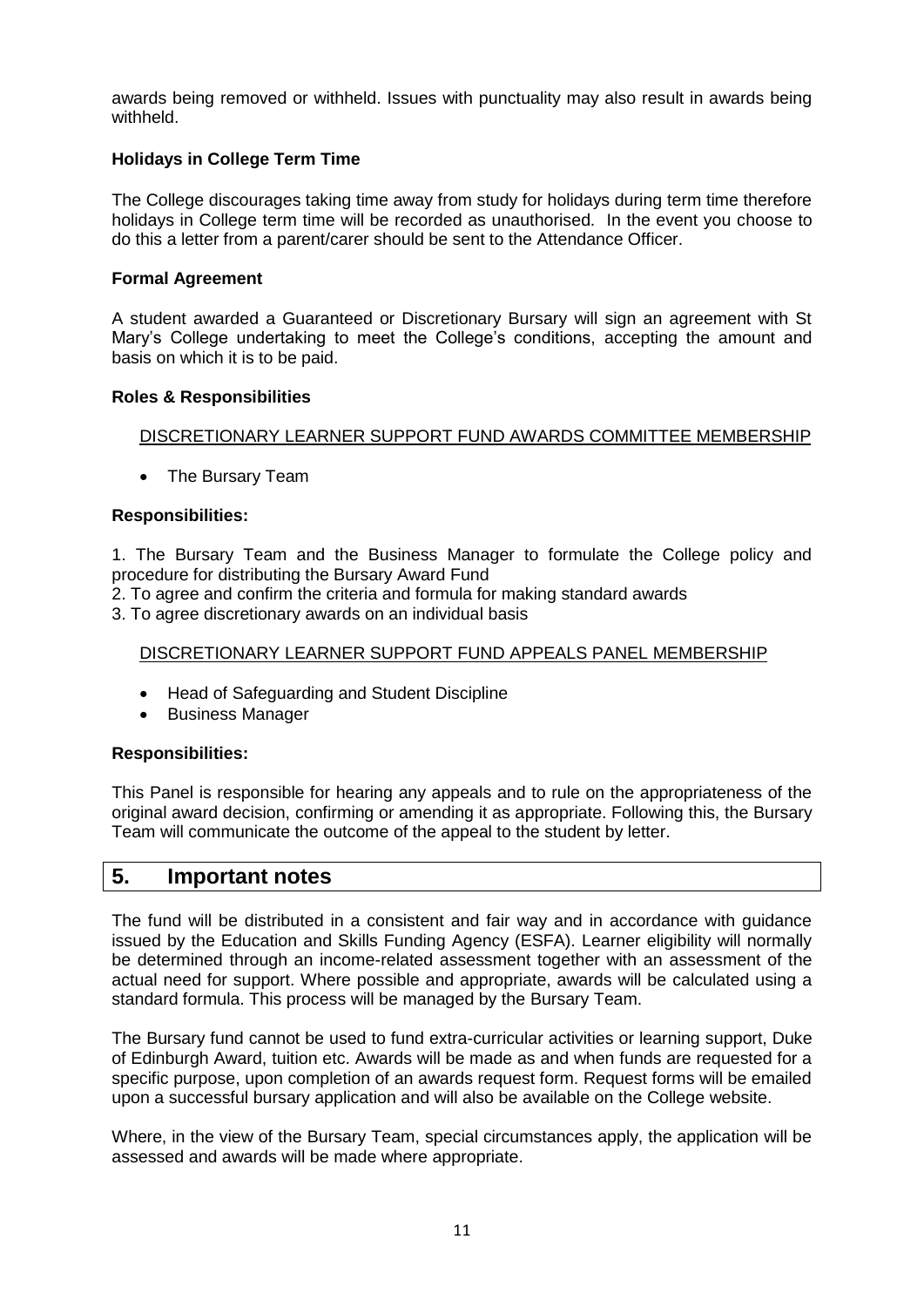awards being removed or withheld. Issues with punctuality may also result in awards being withheld.

**Holidays in College Term Time**

The College discourages taking time away from study for holidays during term time therefore holidays in College term time will be recorded as unauthorised. In the event you choose to do this a letter from a parent/carer should be sent to the Attendance Officer.

**Formal Agreement**

A student awarded a Guaranteed or Discretionary Bursary will sign an agreement with St Mary's College undertaking to meet the College's conditions, accepting the amount and basis on which it is to be paid.

**Roles & Responsibilities**

<u>DISCRETIONARY LEARNER SUPPORT FUND AWARDS COMMITTEE MEMBERSHIP</u>

- The Bursary Team

**Responsibilities:**

1. The Bursary Team and the Business Manager to formulate the College policy and procedure for distributing the Bursary Award Fund
2. To agree and confirm the criteria and formula for making standard awards
3. To agree discretionary awards on an individual basis

<u>DISCRETIONARY LEARNER SUPPORT FUND APPEALS PANEL MEMBERSHIP</u>

- Head of Safeguarding and Student Discipline
- Business Manager

**Responsibilities:**

This Panel is responsible for hearing any appeals and to rule on the appropriateness of the original award decision, confirming or amending it as appropriate. Following this, the Bursary Team will communicate the outcome of the appeal to the student by letter.

## 5. Important notes

The fund will be distributed in a consistent and fair way and in accordance with guidance issued by the Education and Skills Funding Agency (ESFA). Learner eligibility will normally be determined through an income-related assessment together with an assessment of the actual need for support. Where possible and appropriate, awards will be calculated using a standard formula. This process will be managed by the Bursary Team.

The Bursary fund cannot be used to fund extra-curricular activities or learning support, Duke of Edinburgh Award, tuition etc. Awards will be made as and when funds are requested for a specific purpose, upon completion of an awards request form. Request forms will be emailed upon a successful bursary application and will also be available on the College website.

Where, in the view of the Bursary Team, special circumstances apply, the application will be assessed and awards will be made where appropriate.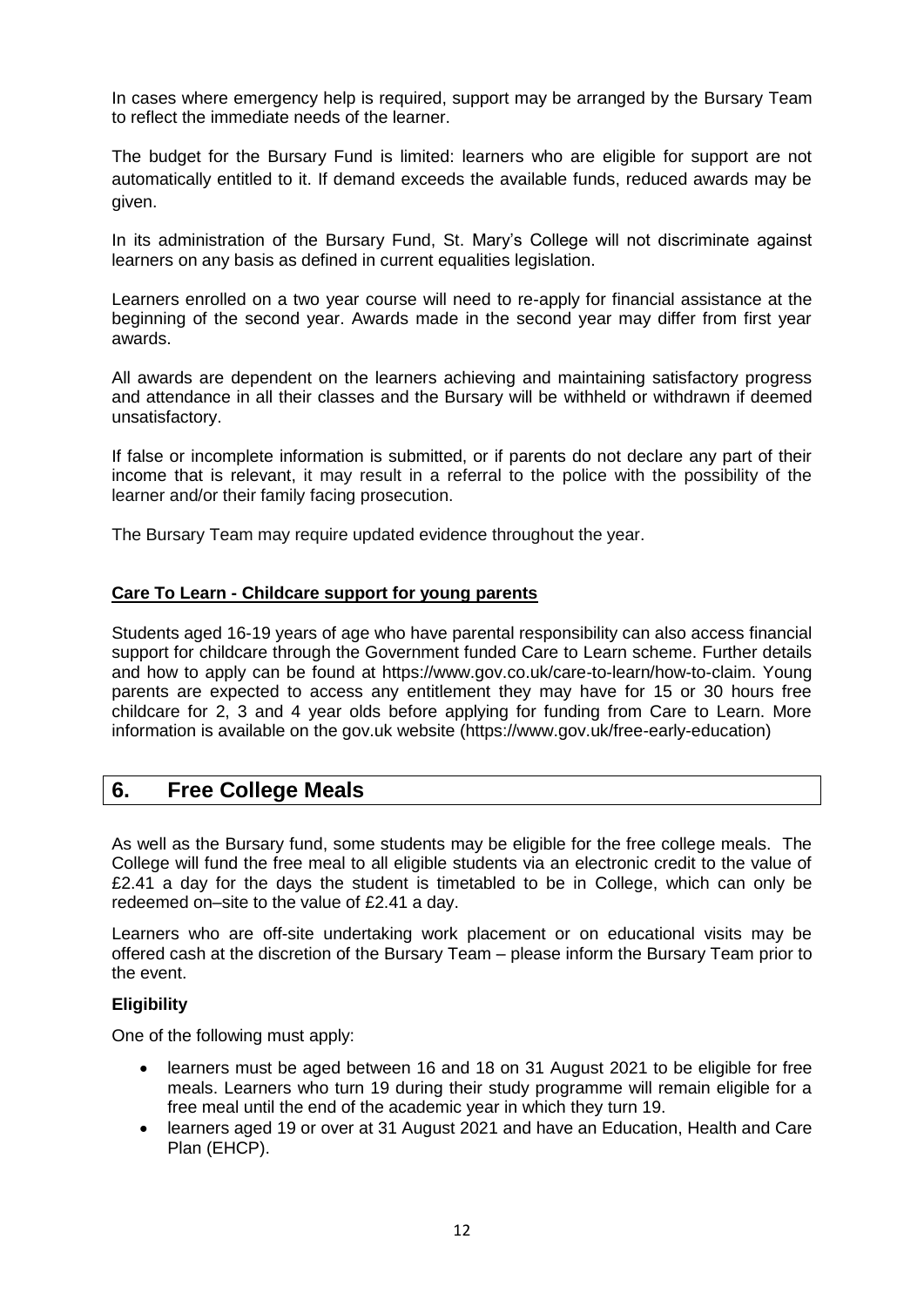In cases where emergency help is required, support may be arranged by the Bursary Team to reflect the immediate needs of the learner.

The budget for the Bursary Fund is limited: learners who are eligible for support are not automatically entitled to it. If demand exceeds the available funds, reduced awards may be given.

In its administration of the Bursary Fund, St. Mary's College will not discriminate against learners on any basis as defined in current equalities legislation.

Learners enrolled on a two year course will need to re-apply for financial assistance at the beginning of the second year. Awards made in the second year may differ from first year awards.

All awards are dependent on the learners achieving and maintaining satisfactory progress and attendance in all their classes and the Bursary will be withheld or withdrawn if deemed unsatisfactory.

If false or incomplete information is submitted, or if parents do not declare any part of their income that is relevant, it may result in a referral to the police with the possibility of the learner and/or their family facing prosecution.

The Bursary Team may require updated evidence throughout the year.

**Care To Learn - Childcare support for young parents**

Students aged 16-19 years of age who have parental responsibility can also access financial support for childcare through the Government funded Care to Learn scheme. Further details and how to apply can be found at https://www.gov.co.uk/care-to-learn/how-to-claim. Young parents are expected to access any entitlement they may have for 15 or 30 hours free childcare for 2, 3 and 4 year olds before applying for funding from Care to Learn. More information is available on the gov.uk website (https://www.gov.uk/free-early-education)

## 6. Free College Meals

As well as the Bursary fund, some students may be eligible for the free college meals. The College will fund the free meal to all eligible students via an electronic credit to the value of £2.41 a day for the days the student is timetabled to be in College, which can only be redeemed on–site to the value of £2.41 a day.

Learners who are off-site undertaking work placement or on educational visits may be offered cash at the discretion of the Bursary Team – please inform the Bursary Team prior to the event.

### Eligibility

One of the following must apply:

- learners must be aged between 16 and 18 on 31 August 2021 to be eligible for free meals. Learners who turn 19 during their study programme will remain eligible for a free meal until the end of the academic year in which they turn 19.
- learners aged 19 or over at 31 August 2021 and have an Education, Health and Care Plan (EHCP).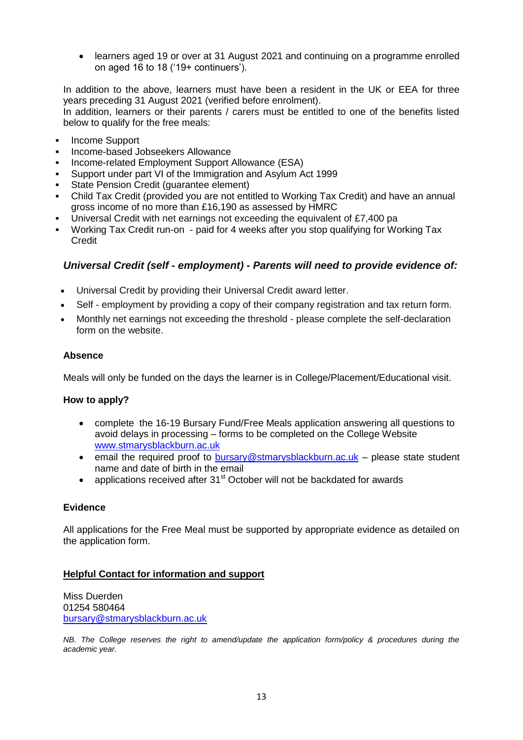- learners aged 19 or over at 31 August 2021 and continuing on a programme enrolled on aged 16 to 18 ('19+ continuers').

In addition to the above, learners must have been a resident in the UK or EEA for three years preceding 31 August 2021 (verified before enrolment).
In addition, learners or their parents / carers must be entitled to one of the benefits listed below to qualify for the free meals:

- Income Support
- Income-based Jobseekers Allowance
- Income-related Employment Support Allowance (ESA)
- Support under part VI of the Immigration and Asylum Act 1999
- State Pension Credit (guarantee element)
- Child Tax Credit (provided you are not entitled to Working Tax Credit) and have an annual gross income of no more than £16,190 as assessed by HMRC
- Universal Credit with net earnings not exceeding the equivalent of £7,400 pa
- Working Tax Credit run-on - paid for 4 weeks after you stop qualifying for Working Tax Credit

### *Universal Credit (self - employment) - Parents will need to provide evidence of:*

- Universal Credit by providing their Universal Credit award letter.
- Self - employment by providing a copy of their company registration and tax return form.
- Monthly net earnings not exceeding the threshold - please complete the self-declaration form on the website.

**Absence**

Meals will only be funded on the days the learner is in College/Placement/Educational visit.

**How to apply?**

- complete the 16-19 Bursary Fund/Free Meals application answering all questions to avoid delays in processing – forms to be completed on the College Website www.stmarysblackburn.ac.uk
- email the required proof to bursary@stmarysblackburn.ac.uk – please state student name and date of birth in the email
- applications received after 31st October will not be backdated for awards

**Evidence**

All applications for the Free Meal must be supported by appropriate evidence as detailed on the application form.

**Helpful Contact for information and support**

Miss Duerden
01254 580464
bursary@stmarysblackburn.ac.uk

*NB. The College reserves the right to amend/update the application form/policy & procedures during the academic year.*